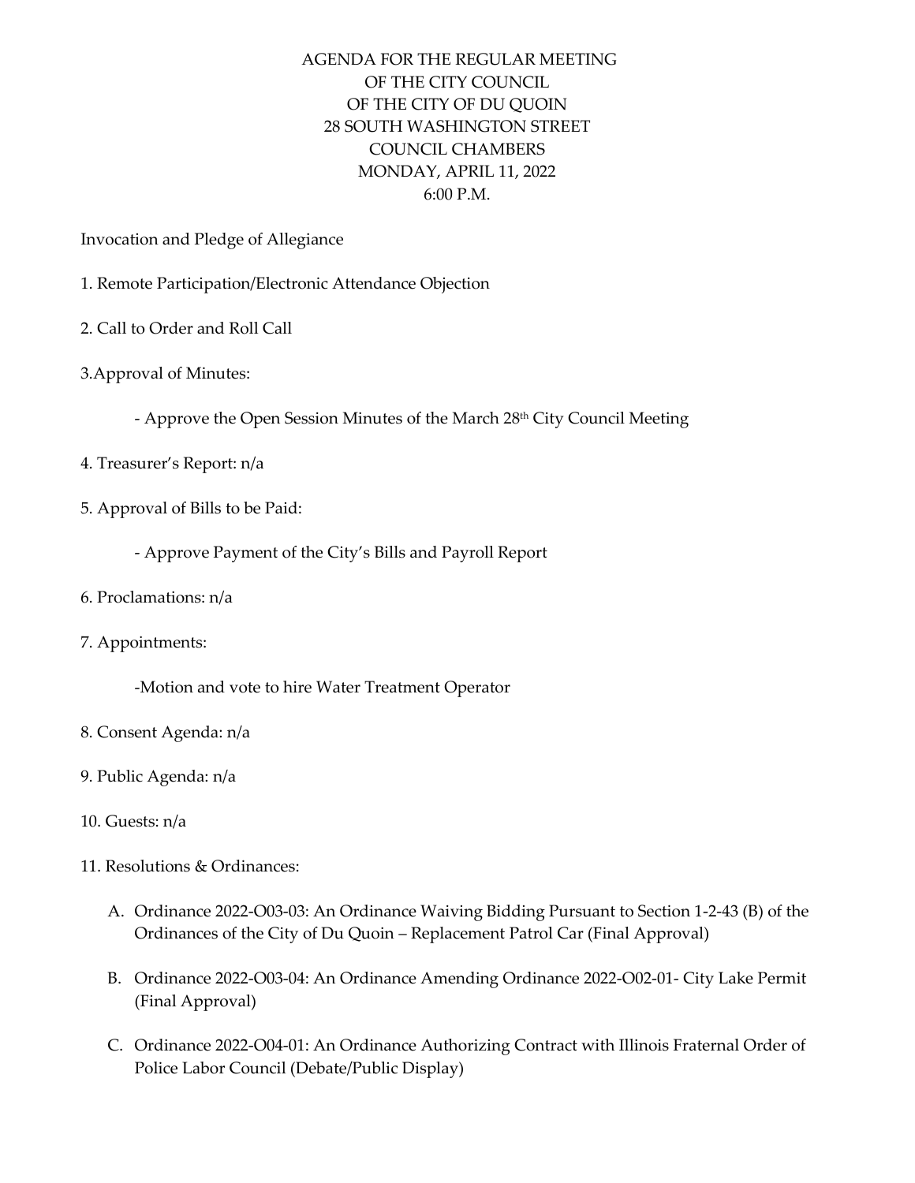# AGENDA FOR THE REGULAR MEETING
# OF THE CITY COUNCIL
# OF THE CITY OF DU QUOIN
# 28 SOUTH WASHINGTON STREET
# COUNCIL CHAMBERS
# MONDAY, APRIL 11, 2022
# 6:00 P.M.

Invocation and Pledge of Allegiance

1. Remote Participation/Electronic Attendance Objection

2. Call to Order and Roll Call

3.Approval of Minutes:

   - Approve the Open Session Minutes of the March 28th City Council Meeting

4. Treasurer's Report: n/a

5. Approval of Bills to be Paid:

   - Approve Payment of the City's Bills and Payroll Report

6. Proclamations: n/a

7. Appointments:

   -Motion and vote to hire Water Treatment Operator

8. Consent Agenda: n/a

9. Public Agenda: n/a

10. Guests: n/a

11. Resolutions & Ordinances:

   A. Ordinance 2022-O03-03: An Ordinance Waiving Bidding Pursuant to Section 1-2-43 (B) of the Ordinances of the City of Du Quoin – Replacement Patrol Car (Final Approval)

   B. Ordinance 2022-O03-04: An Ordinance Amending Ordinance 2022-O02-01- City Lake Permit (Final Approval)

   C. Ordinance 2022-O04-01: An Ordinance Authorizing Contract with Illinois Fraternal Order of Police Labor Council (Debate/Public Display)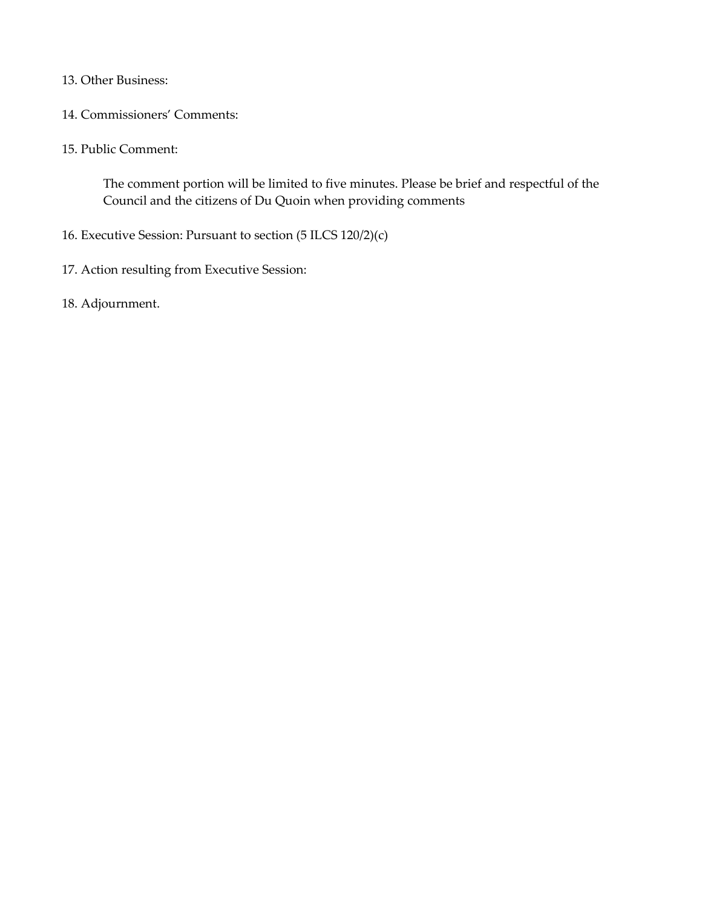13. Other Business:

14. Commissioners' Comments:

15. Public Comment:

    The comment portion will be limited to five minutes. Please be brief and respectful of the Council and the citizens of Du Quoin when providing comments

16. Executive Session: Pursuant to section (5 ILCS 120/2)(c)

17. Action resulting from Executive Session:

18. Adjournment.